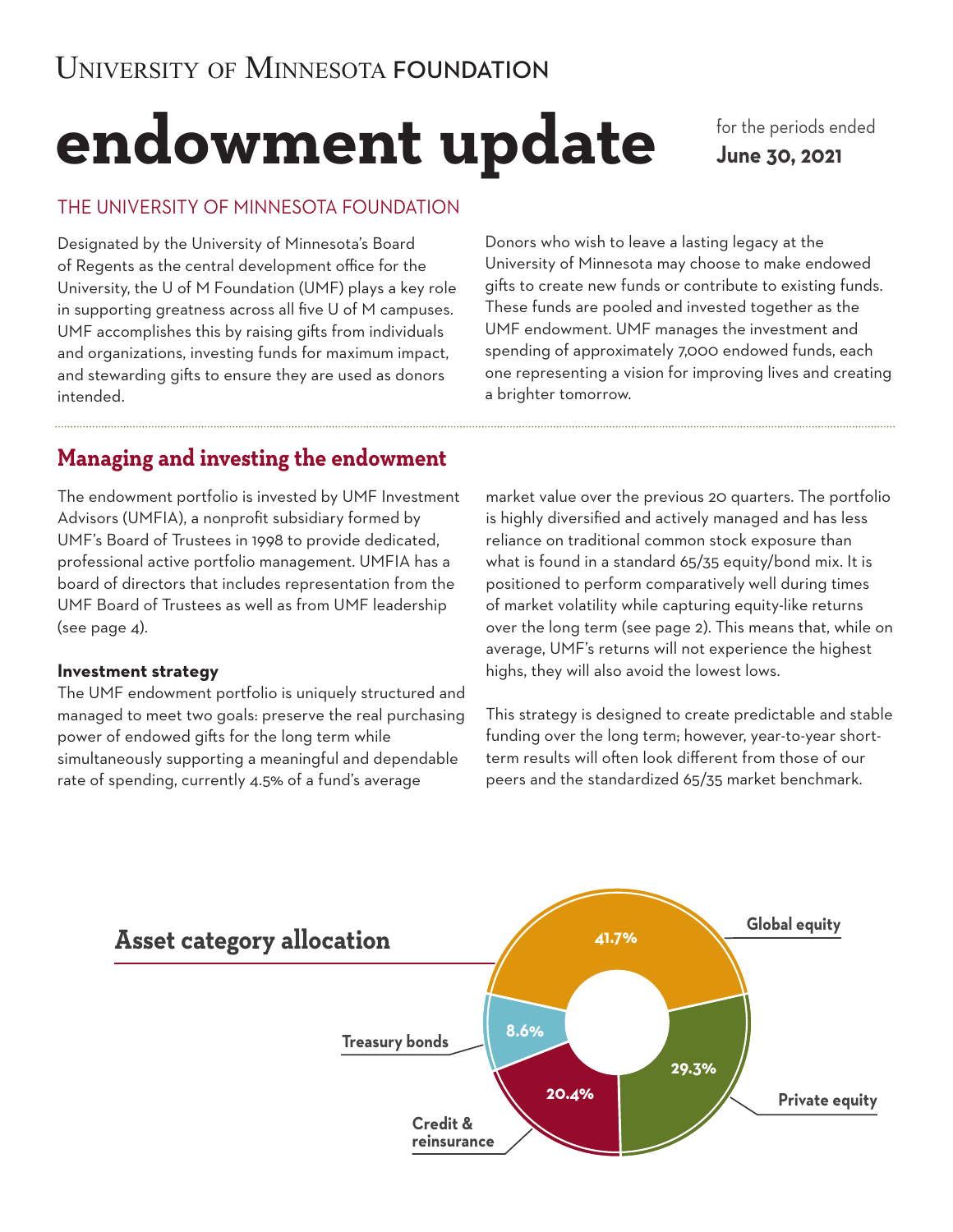University of Minnesota FOUNDATION

# endowment update

for the periods ended **June 30, 2021**

## THE UNIVERSITY OF MINNESOTA FOUNDATION

Designated by the University of Minnesota's Board of Regents as the central development office for the University, the U of M Foundation (UMF) plays a key role in supporting greatness across all five U of M campuses. UMF accomplishes this by raising gifts from individuals and organizations, investing funds for maximum impact, and stewarding gifts to ensure they are used as donors intended.

Donors who wish to leave a lasting legacy at the University of Minnesota may choose to make endowed gifts to create new funds or contribute to existing funds. These funds are pooled and invested together as the UMF endowment. UMF manages the investment and spending of approximately 7,000 endowed funds, each one representing a vision for improving lives and creating a brighter tomorrow.

## Managing and investing the endowment

The endowment portfolio is invested by UMF Investment Advisors (UMFIA), a nonprofit subsidiary formed by UMF's Board of Trustees in 1998 to provide dedicated, professional active portfolio management. UMFIA has a board of directors that includes representation from the UMF Board of Trustees as well as from UMF leadership (see page 4).

### Investment strategy

The UMF endowment portfolio is uniquely structured and managed to meet two goals: preserve the real purchasing power of endowed gifts for the long term while simultaneously supporting a meaningful and dependable rate of spending, currently 4.5% of a fund's average market value over the previous 20 quarters. The portfolio is highly diversified and actively managed and has less reliance on traditional common stock exposure than what is found in a standard 65/35 equity/bond mix. It is positioned to perform comparatively well during times of market volatility while capturing equity-like returns over the long term (see page 2). This means that, while on average, UMF's returns will not experience the highest highs, they will also avoid the lowest lows.

This strategy is designed to create predictable and stable funding over the long term; however, year-to-year short-term results will often look different from those of our peers and the standardized 65/35 market benchmark.

## Asset category allocation

| Asset category | Allocation |
|---|---|
| Global equity | 41.7% |
| Private equity | 29.3% |
| Credit & reinsurance | 20.4% |
| Treasury bonds | 8.6% |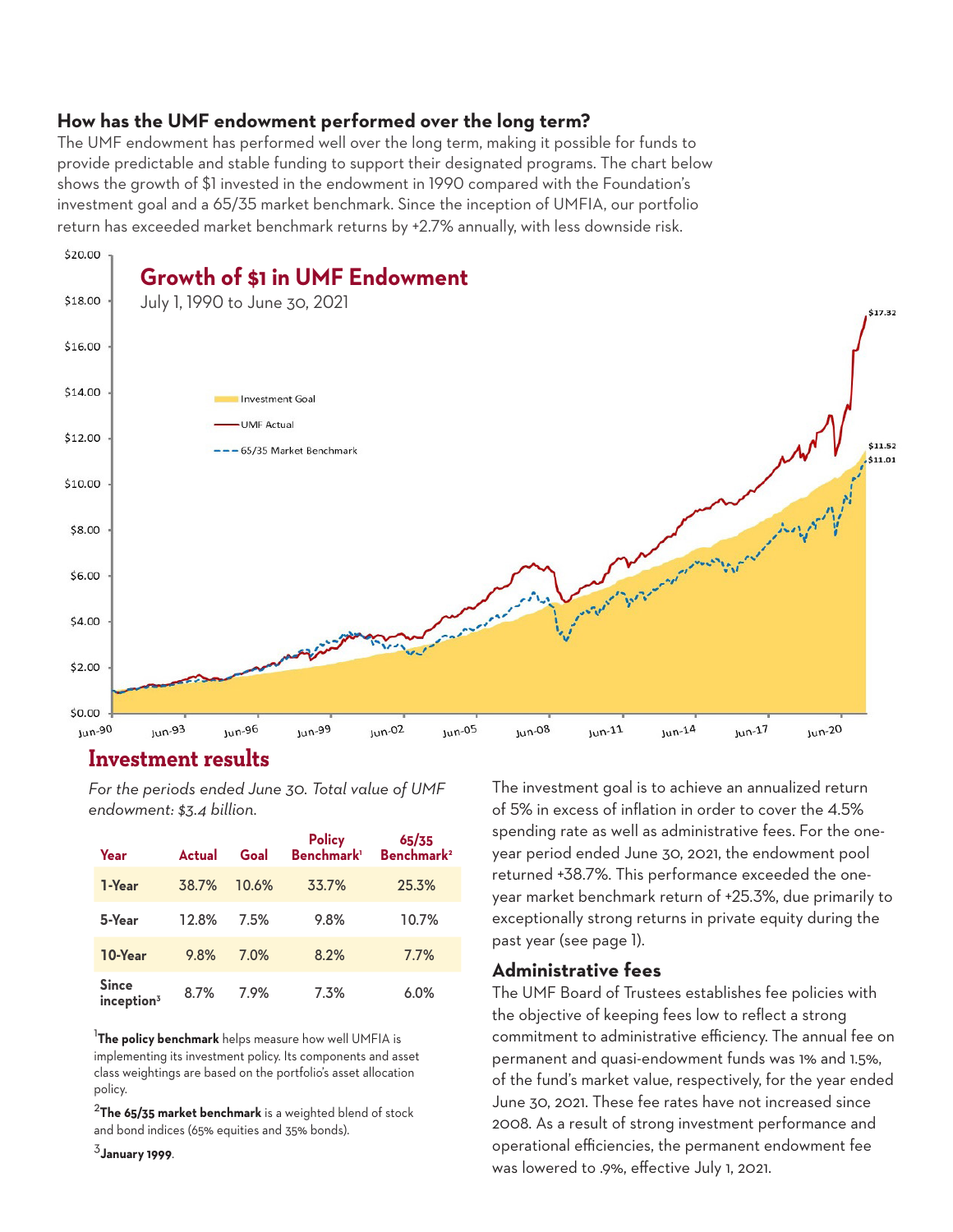### How has the UMF endowment performed over the long term?

The UMF endowment has performed well over the long term, making it possible for funds to provide predictable and stable funding to support their designated programs. The chart below shows the growth of $1 invested in the endowment in 1990 compared with the Foundation's investment goal and a 65/35 market benchmark. Since the inception of UMFIA, our portfolio return has exceeded market benchmark returns by +2.7% annually, with less downside risk.

**Growth of $1 in UMF Endowment**

July 1, 1990 to June 30, 2021

## Investment results

*For the periods ended June 30. Total value of UMF endowment: $3.4 billion.*

| Year | Actual | Goal | Policy Benchmark[1] | 65/35 Benchmark[2] |
|---|---|---|---|---|
| 1-Year | 38.7% | 10.6% | 33.7% | 25.3% |
| 5-Year | 12.8% | 7.5% | 9.8% | 10.7% |
| 10-Year | 9.8% | 7.0% | 8.2% | 7.7% |
| Since inception[3] | 8.7% | 7.9% | 7.3% | 6.0% |

[1] **The policy benchmark** helps measure how well UMFIA is implementing its investment policy. Its components and asset class weightings are based on the portfolio's asset allocation policy.

[2] **The 65/35 market benchmark** is a weighted blend of stock and bond indices (65% equities and 35% bonds).

[3] **January 1999**.

The investment goal is to achieve an annualized return of 5% in excess of inflation in order to cover the 4.5% spending rate as well as administrative fees. For the one-year period ended June 30, 2021, the endowment pool returned +38.7%. This performance exceeded the one-year market benchmark return of +25.3%, due primarily to exceptionally strong returns in private equity during the past year (see page 1).

### Administrative fees

The UMF Board of Trustees establishes fee policies with the objective of keeping fees low to reflect a strong commitment to administrative efficiency. The annual fee on permanent and quasi-endowment funds was 1% and 1.5%, of the fund's market value, respectively, for the year ended June 30, 2021. These fee rates have not increased since 2008. As a result of strong investment performance and operational efficiencies, the permanent endowment fee was lowered to .9%, effective July 1, 2021.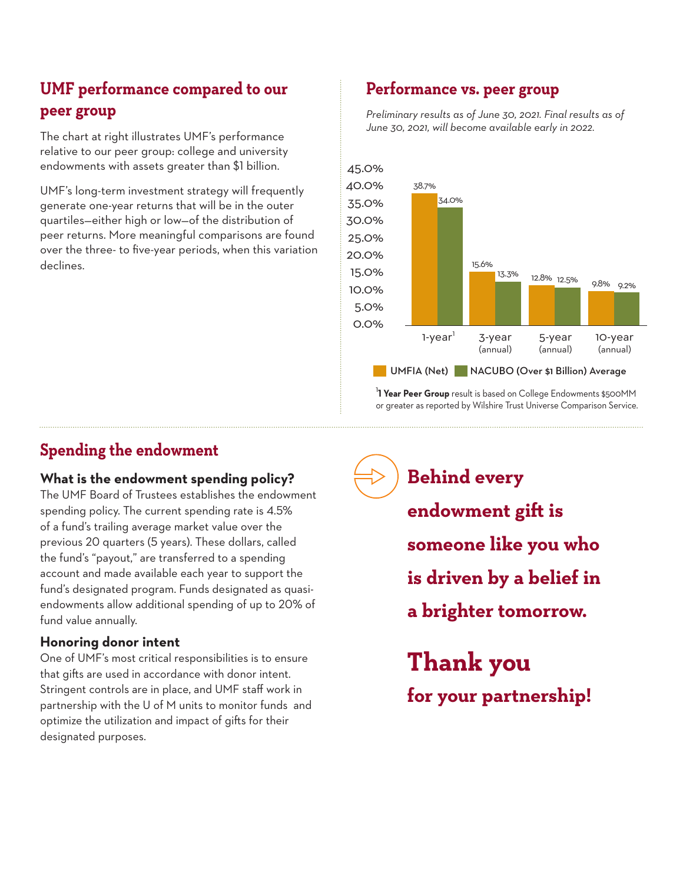## UMF performance compared to our peer group

The chart at right illustrates UMF's performance relative to our peer group: college and university endowments with assets greater than $1 billion.

UMF's long-term investment strategy will frequently generate one-year returns that will be in the outer quartiles—either high or low—of the distribution of peer returns. More meaningful comparisons are found over the three- to five-year periods, when this variation declines.

## Performance vs. peer group

*Preliminary results as of June 30, 2021. Final results as of June 30, 2021, will become available early in 2022.*

| | UMFIA (Net) | NACUBO (Over $1 Billion) Average |
|---|---|---|
| 1-year[1] | 38.7% | 34.0% |
| 3-year (annual) | 15.6% | 13.3% |
| 5-year (annual) | 12.8% | 12.5% |
| 10-year (annual) | 9.8% | 9.2% |

[1] **1 Year Peer Group** result is based on College Endowments $500MM or greater as reported by Wilshire Trust Universe Comparison Service.

## Spending the endowment

### What is the endowment spending policy?

The UMF Board of Trustees establishes the endowment spending policy. The current spending rate is 4.5% of a fund's trailing average market value over the previous 20 quarters (5 years). These dollars, called the fund's "payout," are transferred to a spending account and made available each year to support the fund's designated program. Funds designated as quasi-endowments allow additional spending of up to 20% of fund value annually.

### Honoring donor intent

One of UMF's most critical responsibilities is to ensure that gifts are used in accordance with donor intent. Stringent controls are in place, and UMF staff work in partnership with the U of M units to monitor funds and optimize the utilization and impact of gifts for their designated purposes.

**Behind every endowment gift is someone like you who is driven by a belief in a brighter tomorrow.**

# Thank you

**for your partnership!**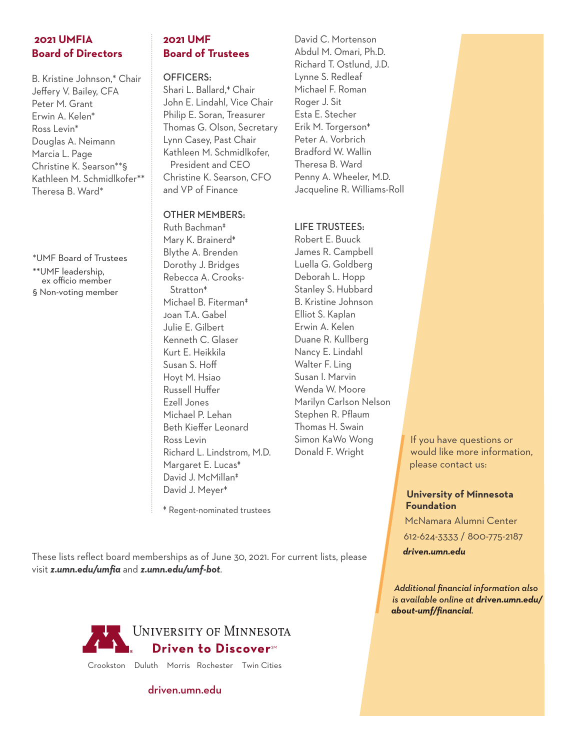## 2021 UMFIA Board of Directors

B. Kristine Johnson,* Chair
Jeffery V. Bailey, CFA
Peter M. Grant
Erwin A. Kelen*
Ross Levin*
Douglas A. Neimann
Marcia L. Page
Christine K. Searson**§
Kathleen M. Schmidlkofer**
Theresa B. Ward*

*UMF Board of Trustees
**UMF leadership, ex officio member
§ Non-voting member

## 2021 UMF Board of Trustees

OFFICERS:
Shari L. Ballard,‡ Chair
John E. Lindahl, Vice Chair
Philip E. Soran, Treasurer
Thomas G. Olson, Secretary
Lynn Casey, Past Chair
Kathleen M. Schmidlkofer, President and CEO
Christine K. Searson, CFO and VP of Finance

OTHER MEMBERS:
Ruth Bachman‡
Mary K. Brainerd‡
Blythe A. Brenden
Dorothy J. Bridges
Rebecca A. Crooks-Stratton‡
Michael B. Fiterman‡
Joan T.A. Gabel
Julie E. Gilbert
Kenneth C. Glaser
Kurt E. Heikkila
Susan S. Hoff
Hoyt M. Hsiao
Russell Huffer
Ezell Jones
Michael P. Lehan
Beth Kieffer Leonard
Ross Levin
Richard L. Lindstrom, M.D.
Margaret E. Lucas‡
David J. McMillan‡
David J. Meyer‡
David C. Mortenson
Abdul M. Omari, Ph.D.
Richard T. Ostlund, J.D.
Lynne S. Redleaf
Michael F. Roman
Roger J. Sit
Esta E. Stecher
Erik M. Torgerson‡
Peter A. Vorbrich
Bradford W. Wallin
Theresa B. Ward
Penny A. Wheeler, M.D.
Jacqueline R. Williams-Roll

LIFE TRUSTEES:
Robert E. Buuck
James R. Campbell
Luella G. Goldberg
Deborah L. Hopp
Stanley S. Hubbard
B. Kristine Johnson
Elliot S. Kaplan
Erwin A. Kelen
Duane R. Kullberg
Nancy E. Lindahl
Walter F. Ling
Susan I. Marvin
Wenda W. Moore
Marilyn Carlson Nelson
Stephen R. Pflaum
Thomas H. Swain
Simon KaWo Wong
Donald F. Wright

‡ Regent-nominated trustees

These lists reflect board memberships as of June 30, 2021. For current lists, please visit ***z.umn.edu/umfia*** and ***z.umn.edu/umf-bot***.

If you have questions or would like more information, please contact us:

**University of Minnesota Foundation**
McNamara Alumni Center
612-624-3333 / 800-775-2187
***driven.umn.edu***

*Additional financial information also is available online at **driven.umn.edu/about-umf/financial**.*

University of Minnesota
Driven to Discover℠
Crookston Duluth Morris Rochester Twin Cities

driven.umn.edu